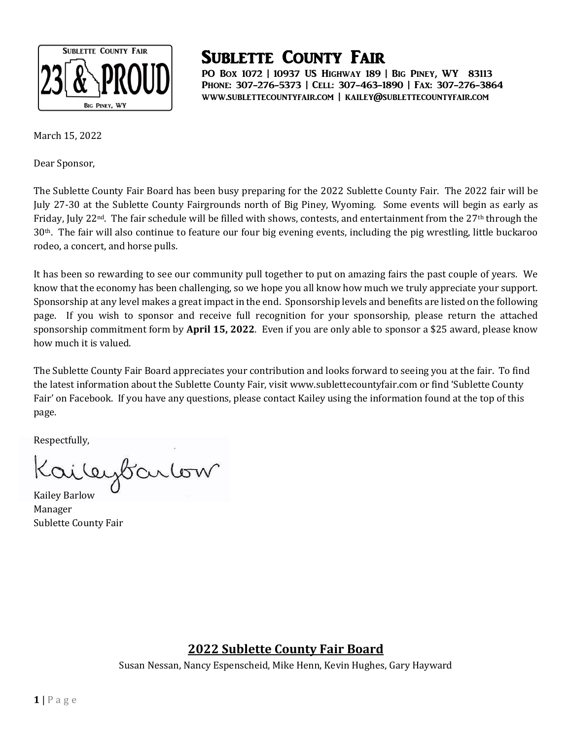# Sublette County Fair

PO Box 1072 | 10937 US Highway 189 | Big Piney, WY 83113
Phone: 307-276-5373 | Cell: 307-463-1890 | Fax: 307-276-3864
www.sublettecountyfair.com | kailey@sublettecountyfair.com

March 15, 2022

Dear Sponsor,

The Sublette County Fair Board has been busy preparing for the 2022 Sublette County Fair. The 2022 fair will be July 27-30 at the Sublette County Fairgrounds north of Big Piney, Wyoming. Some events will begin as early as Friday, July 22nd. The fair schedule will be filled with shows, contests, and entertainment from the 27th through the 30th. The fair will also continue to feature our four big evening events, including the pig wrestling, little buckaroo rodeo, a concert, and horse pulls.

It has been so rewarding to see our community pull together to put on amazing fairs the past couple of years. We know that the economy has been challenging, so we hope you all know how much we truly appreciate your support. Sponsorship at any level makes a great impact in the end. Sponsorship levels and benefits are listed on the following page. If you wish to sponsor and receive full recognition for your sponsorship, please return the attached sponsorship commitment form by **April 15, 2022**. Even if you are only able to sponsor a $25 award, please know how much it is valued.

The Sublette County Fair Board appreciates your contribution and looks forward to seeing you at the fair. To find the latest information about the Sublette County Fair, visit www.sublettecountyfair.com or find 'Sublette County Fair' on Facebook. If you have any questions, please contact Kailey using the information found at the top of this page.

Respectfully,

Kailey Barlow
Manager
Sublette County Fair

## 2022 Sublette County Fair Board

Susan Nessan, Nancy Espenscheid, Mike Henn, Kevin Hughes, Gary Hayward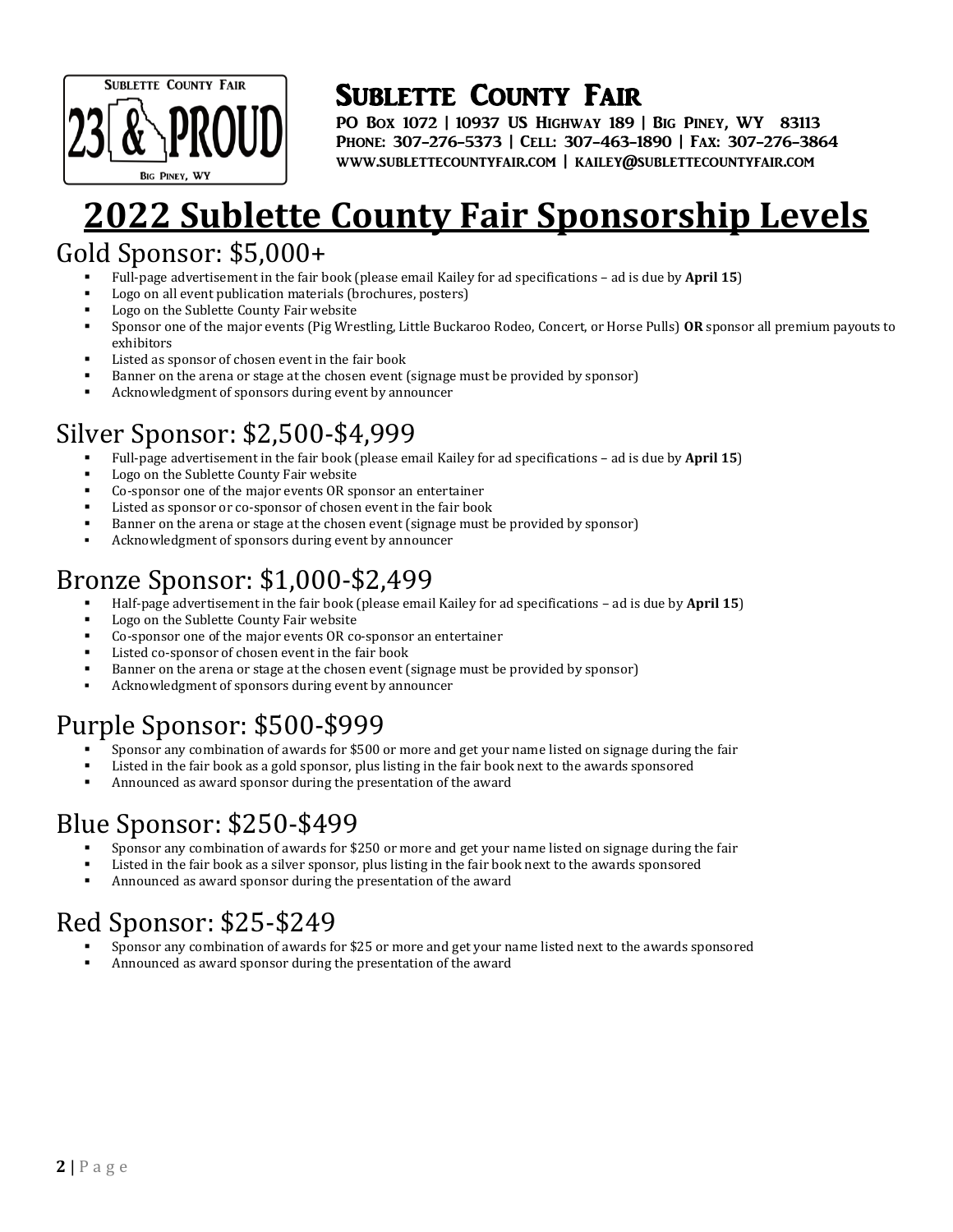# Sublette County Fair

PO Box 1072 | 10937 US Highway 189 | Big Piney, WY 83113
Phone: 307-276-5373 | Cell: 307-463-1890 | Fax: 307-276-3864
www.sublettecountyfair.com | kailey@sublettecountyfair.com

# 2022 Sublette County Fair Sponsorship Levels

## Gold Sponsor: $5,000+

- Full-page advertisement in the fair book (please email Kailey for ad specifications – ad is due by **April 15**)
- Logo on all event publication materials (brochures, posters)
- Logo on the Sublette County Fair website
- Sponsor one of the major events (Pig Wrestling, Little Buckaroo Rodeo, Concert, or Horse Pulls) **OR** sponsor all premium payouts to exhibitors
- Listed as sponsor of chosen event in the fair book
- Banner on the arena or stage at the chosen event (signage must be provided by sponsor)
- Acknowledgment of sponsors during event by announcer

## Silver Sponsor: $2,500-$4,999

- Full-page advertisement in the fair book (please email Kailey for ad specifications – ad is due by **April 15**)
- Logo on the Sublette County Fair website
- Co-sponsor one of the major events OR sponsor an entertainer
- Listed as sponsor or co-sponsor of chosen event in the fair book
- Banner on the arena or stage at the chosen event (signage must be provided by sponsor)
- Acknowledgment of sponsors during event by announcer

## Bronze Sponsor: $1,000-$2,499

- Half-page advertisement in the fair book (please email Kailey for ad specifications – ad is due by **April 15**)
- Logo on the Sublette County Fair website
- Co-sponsor one of the major events OR co-sponsor an entertainer
- Listed co-sponsor of chosen event in the fair book
- Banner on the arena or stage at the chosen event (signage must be provided by sponsor)
- Acknowledgment of sponsors during event by announcer

## Purple Sponsor: $500-$999

- Sponsor any combination of awards for $500 or more and get your name listed on signage during the fair
- Listed in the fair book as a gold sponsor, plus listing in the fair book next to the awards sponsored
- Announced as award sponsor during the presentation of the award

## Blue Sponsor: $250-$499

- Sponsor any combination of awards for $250 or more and get your name listed on signage during the fair
- Listed in the fair book as a silver sponsor, plus listing in the fair book next to the awards sponsored
- Announced as award sponsor during the presentation of the award

## Red Sponsor: $25-$249

- Sponsor any combination of awards for $25 or more and get your name listed next to the awards sponsored
- Announced as award sponsor during the presentation of the award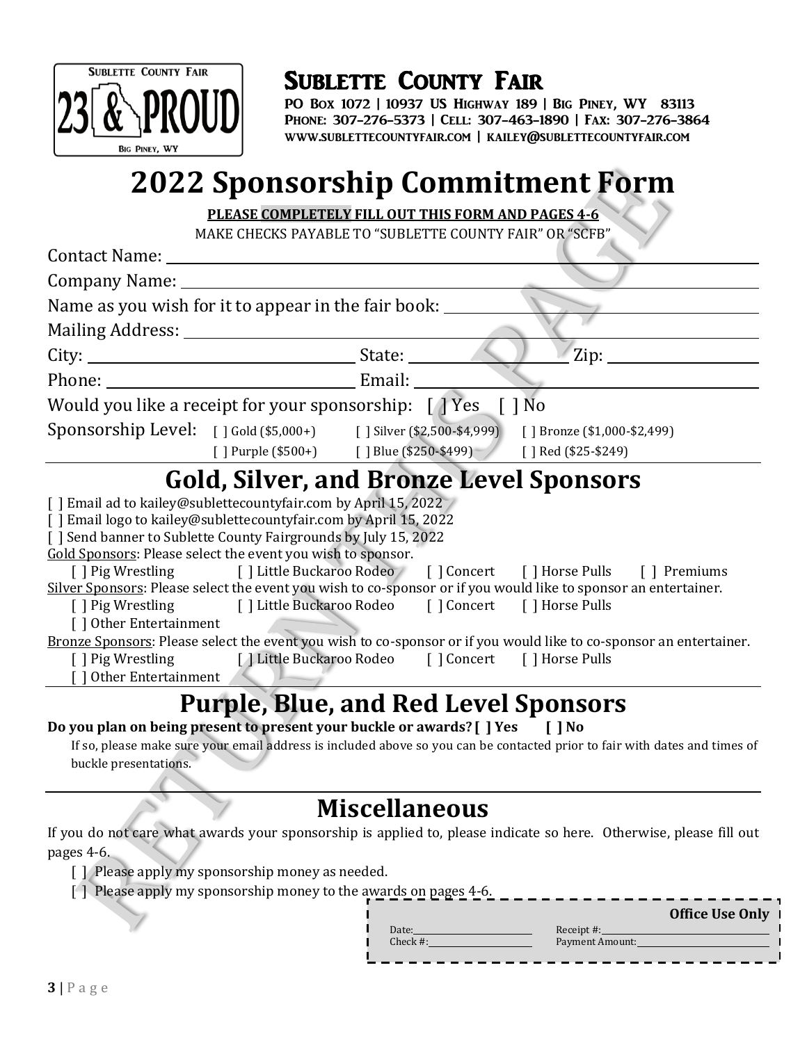# Sublette County Fair

PO Box 1072 | 10937 US Highway 189 | Big Piney, WY 83113
Phone: 307-276-5373 | Cell: 307-463-1890 | Fax: 307-276-3864
www.sublettecountyfair.com | kailey@sublettecountyfair.com

# 2022 Sponsorship Commitment Form

**PLEASE COMPLETELY FILL OUT THIS FORM AND PAGES 4-6**

MAKE CHECKS PAYABLE TO "SUBLETTE COUNTY FAIR" OR "SCFB"

Contact Name: ______________________________

Company Name: ______________________________

Name as you wish for it to appear in the fair book: ______________________________

Mailing Address: ______________________________

City: ____________________ State: ____________ Zip: ____________

Phone: ____________________ Email: ______________________________

Would you like a receipt for your sponsorship: [ ] Yes [ ] No

Sponsorship Level: [ ] Gold ($5,000+) [ ] Silver ($2,500-$4,999) [ ] Bronze ($1,000-$2,499) [ ] Purple ($500+) [ ] Blue ($250-$499) [ ] Red ($25-$249)

## Gold, Silver, and Bronze Level Sponsors

[ ] Email ad to kailey@sublettecountyfair.com by April 15, 2022
[ ] Email logo to kailey@sublettecountyfair.com by April 15, 2022
[ ] Send banner to Sublette County Fairgrounds by July 15, 2022

Gold Sponsors: Please select the event you wish to sponsor.
[ ] Pig Wrestling [ ] Little Buckaroo Rodeo [ ] Concert [ ] Horse Pulls [ ] Premiums

Silver Sponsors: Please select the event you wish to co-sponsor or if you would like to sponsor an entertainer.
[ ] Pig Wrestling [ ] Little Buckaroo Rodeo [ ] Concert [ ] Horse Pulls
[ ] Other Entertainment

Bronze Sponsors: Please select the event you wish to co-sponsor or if you would like to co-sponsor an entertainer.
[ ] Pig Wrestling [ ] Little Buckaroo Rodeo [ ] Concert [ ] Horse Pulls
[ ] Other Entertainment

## Purple, Blue, and Red Level Sponsors

**Do you plan on being present to present your buckle or awards? [ ] Yes [ ] No**

If so, please make sure your email address is included above so you can be contacted prior to fair with dates and times of buckle presentations.

## Miscellaneous

If you do not care what awards your sponsorship is applied to, please indicate so here. Otherwise, please fill out pages 4-6.

[ ] Please apply my sponsorship money as needed.
[ ] Please apply my sponsorship money to the awards on pages 4-6.

**Office Use Only**

Date: ____________ Receipt #: ____________
Check #: ____________ Payment Amount: ____________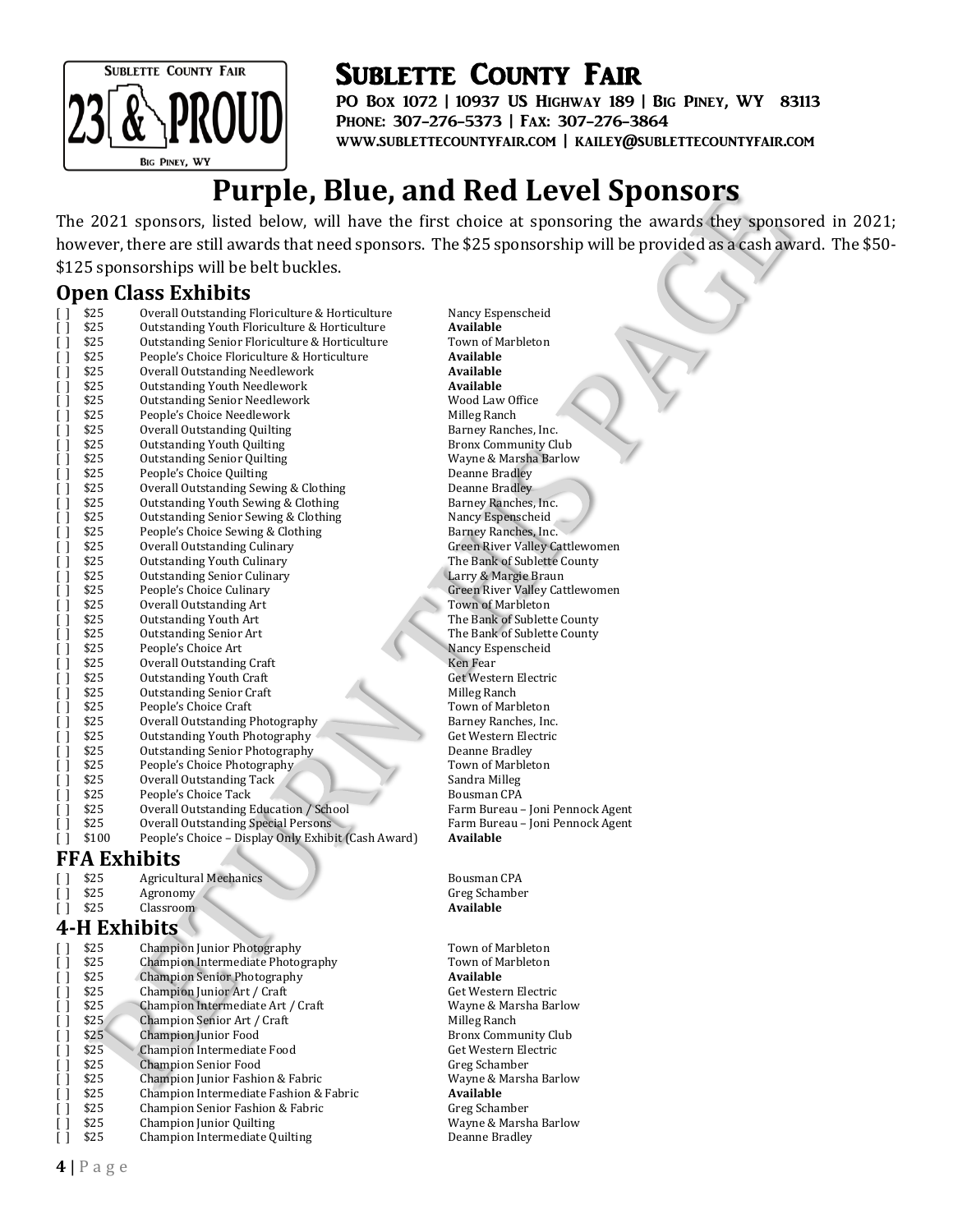# Sublette County Fair

PO Box 1072 | 10937 US Highway 189 | Big Piney, WY 83113
Phone: 307-276-5373 | Fax: 307-276-3864
www.sublettecountyfair.com | kailey@sublettecountyfair.com

# Purple, Blue, and Red Level Sponsors

The 2021 sponsors, listed below, will have the first choice at sponsoring the awards they sponsored in 2021; however, there are still awards that need sponsors. The $25 sponsorship will be provided as a cash award. The $50-$125 sponsorships will be belt buckles.

## Open Class Exhibits

| | Amount | Award | Sponsor |
|---|---|---|---|
| [ ] | $25 | Overall Outstanding Floriculture & Horticulture | Nancy Espenscheid |
| [ ] | $25 | Outstanding Youth Floriculture & Horticulture | **Available** |
| [ ] | $25 | Outstanding Senior Floriculture & Horticulture | Town of Marbleton |
| [ ] | $25 | People's Choice Floriculture & Horticulture | **Available** |
| [ ] | $25 | Overall Outstanding Needlework | **Available** |
| [ ] | $25 | Outstanding Youth Needlework | **Available** |
| [ ] | $25 | Outstanding Senior Needlework | Wood Law Office |
| [ ] | $25 | People's Choice Needlework | Milleg Ranch |
| [ ] | $25 | Overall Outstanding Quilting | Barney Ranches, Inc. |
| [ ] | $25 | Outstanding Youth Quilting | Bronx Community Club |
| [ ] | $25 | Outstanding Senior Quilting | Wayne & Marsha Barlow |
| [ ] | $25 | People's Choice Quilting | Deanne Bradley |
| [ ] | $25 | Overall Outstanding Sewing & Clothing | Deanne Bradley |
| [ ] | $25 | Outstanding Youth Sewing & Clothing | Barney Ranches, Inc. |
| [ ] | $25 | Outstanding Senior Sewing & Clothing | Nancy Espenscheid |
| [ ] | $25 | People's Choice Sewing & Clothing | Barney Ranches, Inc. |
| [ ] | $25 | Overall Outstanding Culinary | Green River Valley Cattlewomen |
| [ ] | $25 | Outstanding Youth Culinary | The Bank of Sublette County |
| [ ] | $25 | Outstanding Senior Culinary | Larry & Margie Braun |
| [ ] | $25 | People's Choice Culinary | Green River Valley Cattlewomen |
| [ ] | $25 | Overall Outstanding Art | Town of Marbleton |
| [ ] | $25 | Outstanding Youth Art | The Bank of Sublette County |
| [ ] | $25 | Outstanding Senior Art | The Bank of Sublette County |
| [ ] | $25 | People's Choice Art | Nancy Espenscheid |
| [ ] | $25 | Overall Outstanding Craft | Ken Fear |
| [ ] | $25 | Outstanding Youth Craft | Get Western Electric |
| [ ] | $25 | Outstanding Senior Craft | Milleg Ranch |
| [ ] | $25 | People's Choice Craft | Town of Marbleton |
| [ ] | $25 | Overall Outstanding Photography | Barney Ranches, Inc. |
| [ ] | $25 | Outstanding Youth Photography | Get Western Electric |
| [ ] | $25 | Outstanding Senior Photography | Deanne Bradley |
| [ ] | $25 | People's Choice Photography | Town of Marbleton |
| [ ] | $25 | Overall Outstanding Tack | Sandra Milleg |
| [ ] | $25 | People's Choice Tack | Bousman CPA |
| [ ] | $25 | Overall Outstanding Education / School | Farm Bureau – Joni Pennock Agent |
| [ ] | $25 | Overall Outstanding Special Persons | Farm Bureau – Joni Pennock Agent |
| [ ] | $100 | People's Choice – Display Only Exhibit (Cash Award) | **Available** |

## FFA Exhibits

| | Amount | Award | Sponsor |
|---|---|---|---|
| [ ] | $25 | Agricultural Mechanics | Bousman CPA |
| [ ] | $25 | Agronomy | Greg Schamber |
| [ ] | $25 | Classroom | **Available** |

## 4-H Exhibits

| | Amount | Award | Sponsor |
|---|---|---|---|
| [ ] | $25 | Champion Junior Photography | Town of Marbleton |
| [ ] | $25 | Champion Intermediate Photography | Town of Marbleton |
| [ ] | $25 | Champion Senior Photography | **Available** |
| [ ] | $25 | Champion Junior Art / Craft | Get Western Electric |
| [ ] | $25 | Champion Intermediate Art / Craft | Wayne & Marsha Barlow |
| [ ] | $25 | Champion Senior Art / Craft | Milleg Ranch |
| [ ] | $25 | Champion Junior Food | Bronx Community Club |
| [ ] | $25 | Champion Intermediate Food | Get Western Electric |
| [ ] | $25 | Champion Senior Food | Greg Schamber |
| [ ] | $25 | Champion Junior Fashion & Fabric | Wayne & Marsha Barlow |
| [ ] | $25 | Champion Intermediate Fashion & Fabric | **Available** |
| [ ] | $25 | Champion Senior Fashion & Fabric | Greg Schamber |
| [ ] | $25 | Champion Junior Quilting | Wayne & Marsha Barlow |
| [ ] | $25 | Champion Intermediate Quilting | Deanne Bradley |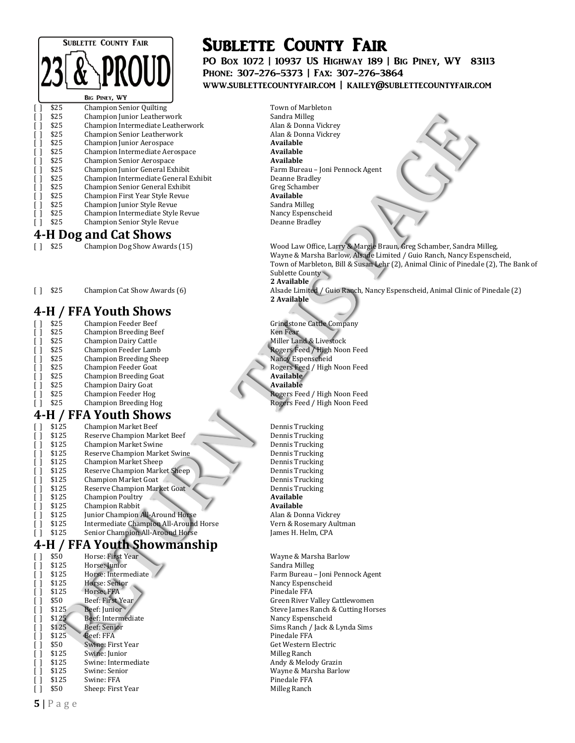# Sublette County Fair

**PO Box 1072 | 10937 US Highway 189 | Big Piney, WY 83113**
**Phone: 307-276-5373 | Fax: 307-276-3864**
**www.sublettecountyfair.com | kailey@sublettecountyfair.com**

| | | | |
|---|---|---|---|
| [ ] | $25 | Champion Senior Quilting | Town of Marbleton |
| [ ] | $25 | Champion Junior Leatherwork | Sandra Milleg |
| [ ] | $25 | Champion Intermediate Leatherwork | Alan & Donna Vickrey |
| [ ] | $25 | Champion Senior Leatherwork | Alan & Donna Vickrey |
| [ ] | $25 | Champion Junior Aerospace | **Available** |
| [ ] | $25 | Champion Intermediate Aerospace | **Available** |
| [ ] | $25 | Champion Senior Aerospace | **Available** |
| [ ] | $25 | Champion Junior General Exhibit | Farm Bureau – Joni Pennock Agent |
| [ ] | $25 | Champion Intermediate General Exhibit | Deanne Bradley |
| [ ] | $25 | Champion Senior General Exhibit | Greg Schamber |
| [ ] | $25 | Champion First Year Style Revue | **Available** |
| [ ] | $25 | Champion Junior Style Revue | Sandra Milleg |
| [ ] | $25 | Champion Intermediate Style Revue | Nancy Espenscheid |
| [ ] | $25 | Champion Senior Style Revue | Deanne Bradley |

## 4-H Dog and Cat Shows

| | | | |
|---|---|---|---|
| [ ] | $25 | Champion Dog Show Awards (15) | Wood Law Office, Larry & Margie Braun, Greg Schamber, Sandra Milleg, Wayne & Marsha Barlow, Alsade Limited / Guio Ranch, Nancy Espenscheid, Town of Marbleton, Bill & Susan Lehr (2), Animal Clinic of Pinedale (2), The Bank of Sublette County **2 Available** |
| [ ] | $25 | Champion Cat Show Awards (6) | Alsade Limited / Guio Ranch, Nancy Espenscheid, Animal Clinic of Pinedale (2) **2 Available** |

## 4-H / FFA Youth Shows

| | | | |
|---|---|---|---|
| [ ] | $25 | Champion Feeder Beef | Grindstone Cattle Company |
| [ ] | $25 | Champion Breeding Beef | Ken Fear |
| [ ] | $25 | Champion Dairy Cattle | Miller Land & Livestock |
| [ ] | $25 | Champion Feeder Lamb | Rogers Feed / High Noon Feed |
| [ ] | $25 | Champion Breeding Sheep | Nancy Espenscheid |
| [ ] | $25 | Champion Feeder Goat | Rogers Feed / High Noon Feed |
| [ ] | $25 | Champion Breeding Goat | **Available** |
| [ ] | $25 | Champion Dairy Goat | **Available** |
| [ ] | $25 | Champion Feeder Hog | Rogers Feed / High Noon Feed |
| [ ] | $25 | Champion Breeding Hog | Rogers Feed / High Noon Feed |

## 4-H / FFA Youth Shows

| | | | |
|---|---|---|---|
| [ ] | $125 | Champion Market Beef | Dennis Trucking |
| [ ] | $125 | Reserve Champion Market Beef | Dennis Trucking |
| [ ] | $125 | Champion Market Swine | Dennis Trucking |
| [ ] | $125 | Reserve Champion Market Swine | Dennis Trucking |
| [ ] | $125 | Champion Market Sheep | Dennis Trucking |
| [ ] | $125 | Reserve Champion Market Sheep | Dennis Trucking |
| [ ] | $125 | Champion Market Goat | Dennis Trucking |
| [ ] | $125 | Reserve Champion Market Goat | Dennis Trucking |
| [ ] | $125 | Champion Poultry | **Available** |
| [ ] | $125 | Champion Rabbit | **Available** |
| [ ] | $125 | Junior Champion All-Around Horse | Alan & Donna Vickrey |
| [ ] | $125 | Intermediate Champion All-Around Horse | Vern & Rosemary Aultman |
| [ ] | $125 | Senior Champion All-Around Horse | James H. Helm, CPA |

## 4-H / FFA Youth Showmanship

| | | | |
|---|---|---|---|
| [ ] | $50 | Horse: First Year | Wayne & Marsha Barlow |
| [ ] | $125 | Horse: Junior | Sandra Milleg |
| [ ] | $125 | Horse: Intermediate | Farm Bureau – Joni Pennock Agent |
| [ ] | $125 | Horse: Senior | Nancy Espenscheid |
| [ ] | $125 | Horse: FFA | Pinedale FFA |
| [ ] | $50 | Beef: First Year | Green River Valley Cattlewomen |
| [ ] | $125 | Beef: Junior | Steve James Ranch & Cutting Horses |
| [ ] | $125 | Beef: Intermediate | Nancy Espenscheid |
| [ ] | $125 | Beef: Senior | Sims Ranch / Jack & Lynda Sims |
| [ ] | $125 | Beef: FFA | Pinedale FFA |
| [ ] | $50 | Swine: First Year | Get Western Electric |
| [ ] | $125 | Swine: Junior | Milleg Ranch |
| [ ] | $125 | Swine: Intermediate | Andy & Melody Grazin |
| [ ] | $125 | Swine: Senior | Wayne & Marsha Barlow |
| [ ] | $125 | Swine: FFA | Pinedale FFA |
| [ ] | $50 | Sheep: First Year | Milleg Ranch |

RETURN THIS PAGE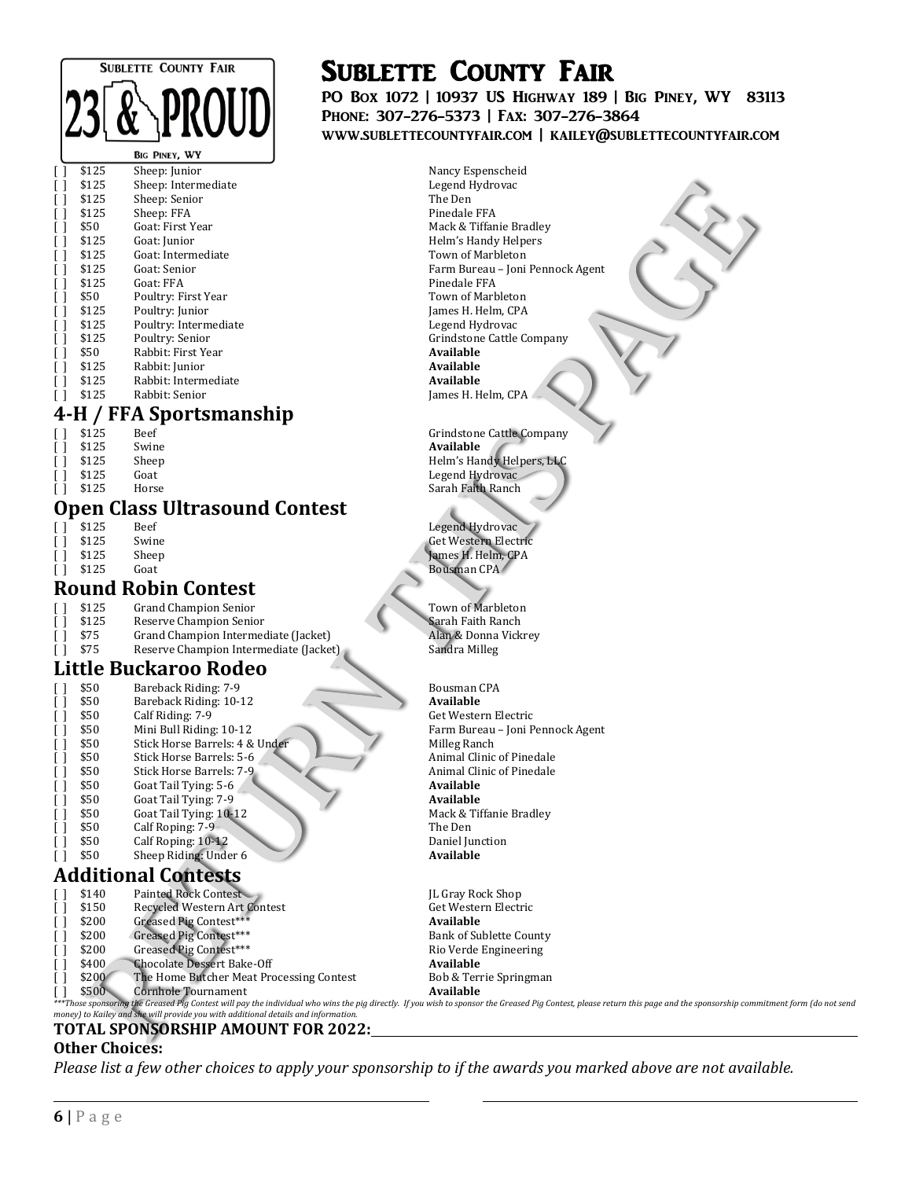# Sublette County Fair

**PO Box 1072 | 10937 US Highway 189 | Big Piney, WY 83113**
**Phone: 307-276-5373 | Fax: 307-276-3864**
**www.sublettecountyfair.com | kailey@sublettecountyfair.com**

| | Amount | Award | Sponsor |
|---|---|---|---|
| [ ] | $125 | Sheep: Junior | Nancy Espenscheid |
| [ ] | $125 | Sheep: Intermediate | Legend Hydrovac |
| [ ] | $125 | Sheep: Senior | The Den |
| [ ] | $125 | Sheep: FFA | Pinedale FFA |
| [ ] | $50 | Goat: First Year | Mack & Tiffanie Bradley |
| [ ] | $125 | Goat: Junior | Helm's Handy Helpers |
| [ ] | $125 | Goat: Intermediate | Town of Marbleton |
| [ ] | $125 | Goat: Senior | Farm Bureau – Joni Pennock Agent |
| [ ] | $125 | Goat: FFA | Pinedale FFA |
| [ ] | $50 | Poultry: First Year | Town of Marbleton |
| [ ] | $125 | Poultry: Junior | James H. Helm, CPA |
| [ ] | $125 | Poultry: Intermediate | Legend Hydrovac |
| [ ] | $125 | Poultry: Senior | Grindstone Cattle Company |
| [ ] | $50 | Rabbit: First Year | **Available** |
| [ ] | $125 | Rabbit: Junior | **Available** |
| [ ] | $125 | Rabbit: Intermediate | **Available** |
| [ ] | $125 | Rabbit: Senior | James H. Helm, CPA |

## 4-H / FFA Sportsmanship

| | Amount | Award | Sponsor |
|---|---|---|---|
| [ ] | $125 | Beef | Grindstone Cattle Company |
| [ ] | $125 | Swine | **Available** |
| [ ] | $125 | Sheep | Helm's Handy Helpers, LLC |
| [ ] | $125 | Goat | Legend Hydrovac |
| [ ] | $125 | Horse | Sarah Faith Ranch |

## Open Class Ultrasound Contest

| | Amount | Award | Sponsor |
|---|---|---|---|
| [ ] | $125 | Beef | Legend Hydrovac |
| [ ] | $125 | Swine | Get Western Electric |
| [ ] | $125 | Sheep | James H. Helm, CPA |
| [ ] | $125 | Goat | Bousman CPA |

## Round Robin Contest

| | Amount | Award | Sponsor |
|---|---|---|---|
| [ ] | $125 | Grand Champion Senior | Town of Marbleton |
| [ ] | $125 | Reserve Champion Senior | Sarah Faith Ranch |
| [ ] | $75 | Grand Champion Intermediate (Jacket) | Alan & Donna Vickrey |
| [ ] | $75 | Reserve Champion Intermediate (Jacket) | Sandra Milleg |

## Little Buckaroo Rodeo

| | Amount | Award | Sponsor |
|---|---|---|---|
| [ ] | $50 | Bareback Riding: 7-9 | Bousman CPA |
| [ ] | $50 | Bareback Riding: 10-12 | **Available** |
| [ ] | $50 | Calf Riding: 7-9 | Get Western Electric |
| [ ] | $50 | Mini Bull Riding: 10-12 | Farm Bureau – Joni Pennock Agent |
| [ ] | $50 | Stick Horse Barrels: 4 & Under | Milleg Ranch |
| [ ] | $50 | Stick Horse Barrels: 5-6 | Animal Clinic of Pinedale |
| [ ] | $50 | Stick Horse Barrels: 7-9 | Animal Clinic of Pinedale |
| [ ] | $50 | Goat Tail Tying: 5-6 | **Available** |
| [ ] | $50 | Goat Tail Tying: 7-9 | **Available** |
| [ ] | $50 | Goat Tail Tying: 10-12 | Mack & Tiffanie Bradley |
| [ ] | $50 | Calf Roping: 7-9 | The Den |
| [ ] | $50 | Calf Roping: 10-12 | Daniel Junction |
| [ ] | $50 | Sheep Riding: Under 6 | **Available** |

## Additional Contests

| | Amount | Award | Sponsor |
|---|---|---|---|
| [ ] | $140 | Painted Rock Contest | JL Gray Rock Shop |
| [ ] | $150 | Recycled Western Art Contest | Get Western Electric |
| [ ] | $200 | Greased Pig Contest*** | **Available** |
| [ ] | $200 | Greased Pig Contest*** | Bank of Sublette County |
| [ ] | $200 | Greased Pig Contest*** | Rio Verde Engineering |
| [ ] | $400 | Chocolate Dessert Bake-Off | **Available** |
| [ ] | $200 | The Home Butcher Meat Processing Contest | Bob & Terrie Springman |
| [ ] | $500 | Cornhole Tournament | **Available** |

*\*\*\*Those sponsoring the Greased Pig Contest will pay the individual who wins the pig directly. If you wish to sponsor the Greased Pig Contest, please return this page and the sponsorship commitment form (do not send money) to Kailey and she will provide you with additional details and information.*

**TOTAL SPONSORSHIP AMOUNT FOR 2022:** ______________________________

**Other Choices:**

*Please list a few other choices to apply your sponsorship to if the awards you marked above are not available.*

______________________________ ______________________________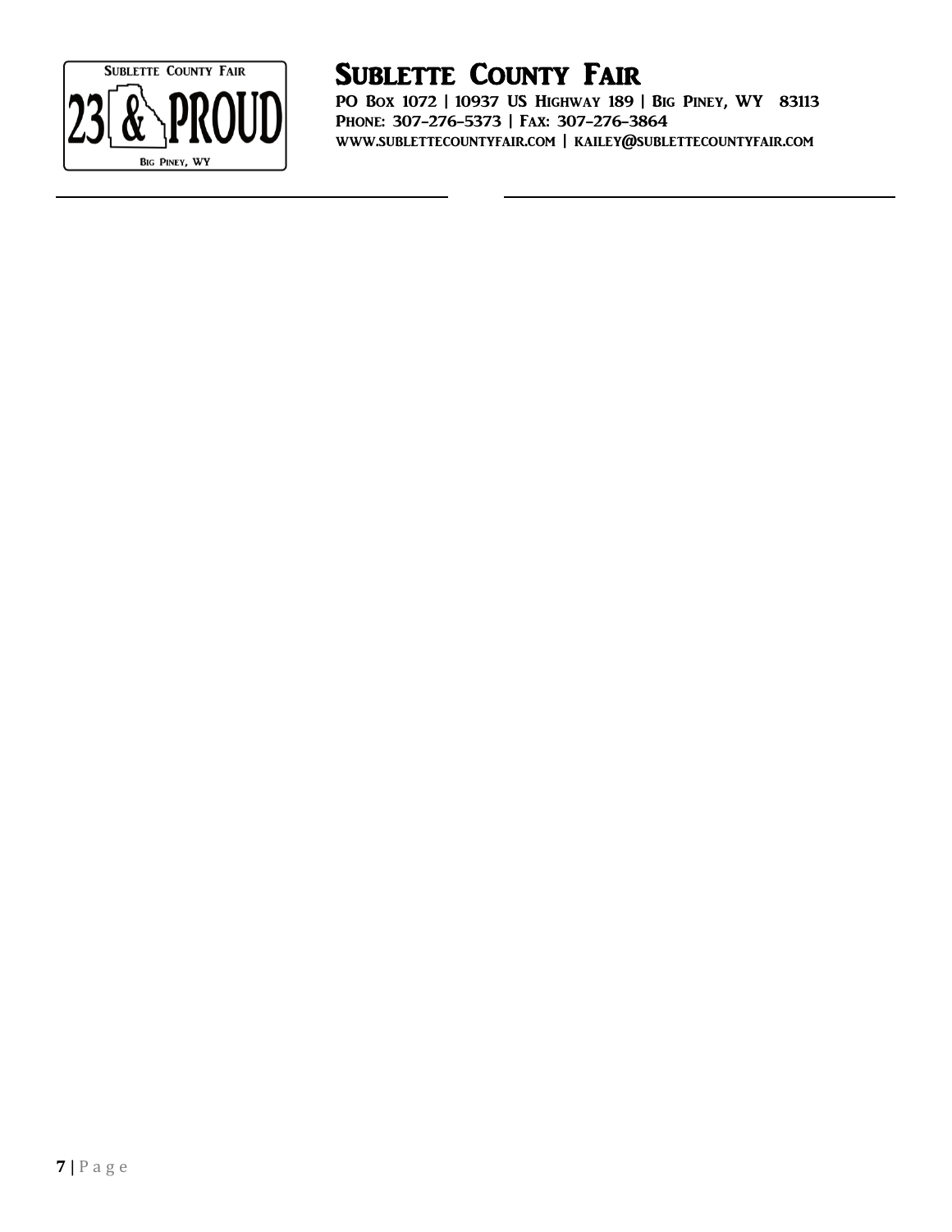# Sublette County Fair

**PO Box 1072 | 10937 US Highway 189 | Big Piney, WY 83113**
**Phone: 307-276-5373 | Fax: 307-276-3864**
**www.sublettecountyfair.com | kailey@sublettecountyfair.com**